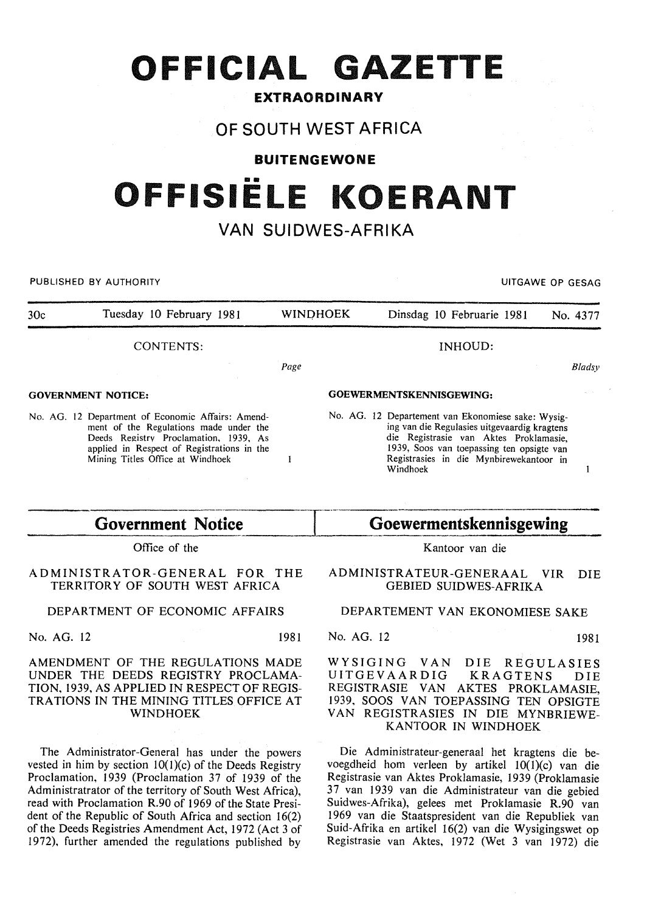# OFFICIAL GAZETTE

## EXTRAORDINARY

## OF SOUTH WEST AFRICA

## BUITENGEWONE

# OFFISIËLE KOERANT

## VAN SUIDWES-AFRIKA

PUBLISHED BY AUTHORITY — UITGAWE OP GESAG

| 30c | Tuesday 10 February 1981 | WINDHOEK | Dinsdag 10 Februarie 1981 | No. 4377 |
|---|---|---|---|---|

**CONTENTS:** *Page*

**GOVERNMENT NOTICE:**

No. AG. 12 Department of Economic Affairs: Amendment of the Regulations made under the Deeds Registry Proclamation, 1939, As applied in Respect of Registrations in the Mining Titles Office at Windhoek — 1

**INHOUD:** *Bladsy*

**GOEWERMENTSKENNISGEWING:**

No. AG. 12 Departement van Ekonomiese sake: Wysiging van die Regulasies uitgevaardig kragtens die Registrasie van Aktes Proklamasie, 1939, Soos van toepassing ten opsigte van Registrasies in die Mynbirewekantoor in Windhoek — 1

## Government Notice

Office of the

ADMINISTRATOR-GENERAL FOR THE TERRITORY OF SOUTH WEST AFRICA

DEPARTMENT OF ECONOMIC AFFAIRS

No. AG. 12 — 1981

AMENDMENT OF THE REGULATIONS MADE UNDER THE DEEDS REGISTRY PROCLAMATION, 1939, AS APPLIED IN RESPECT OF REGISTRATIONS IN THE MINING TITLES OFFICE AT WINDHOEK

The Administrator-General has under the powers vested in him by section 10(1)(c) of the Deeds Registry Proclamation, 1939 (Proclamation 37 of 1939 of the Administratrator of the territory of South West Africa), read with Proclamation R.90 of 1969 of the State President of the Republic of South Africa and section 16(2) of the Deeds Registries Amendment Act, 1972 (Act 3 of 1972), further amended the regulations published by

## Goewermentskennisgewing

Kantoor van die

ADMINISTRATEUR-GENERAAL VIR DIE GEBIED SUIDWES-AFRIKA

DEPARTEMENT VAN EKONOMIESE SAKE

No. AG. 12 — 1981

WYSIGING VAN DIE REGULASIES UITGEVAARDIG KRAGTENS DIE REGISTRASIE VAN AKTES PROKLAMASIE, 1939, SOOS VAN TOEPASSING TEN OPSIGTE VAN REGISTRASIES IN DIE MYNBRIEWE-KANTOOR IN WINDHOEK

Die Administrateur-generaal het kragtens die bevoegdheid hom verleen by artikel 10(1)(c) van die Registrasie van Aktes Proklamasie, 1939 (Proklamasie 37 van 1939 van die Administrateur van die gebied Suidwes-Afrika), gelees met Proklamasie R.90 van 1969 van die Staatspresident van die Republiek van Suid-Afrika en artikel 16(2) van die Wysigingswet op Registrasie van Aktes, 1972 (Wet 3 van 1972) die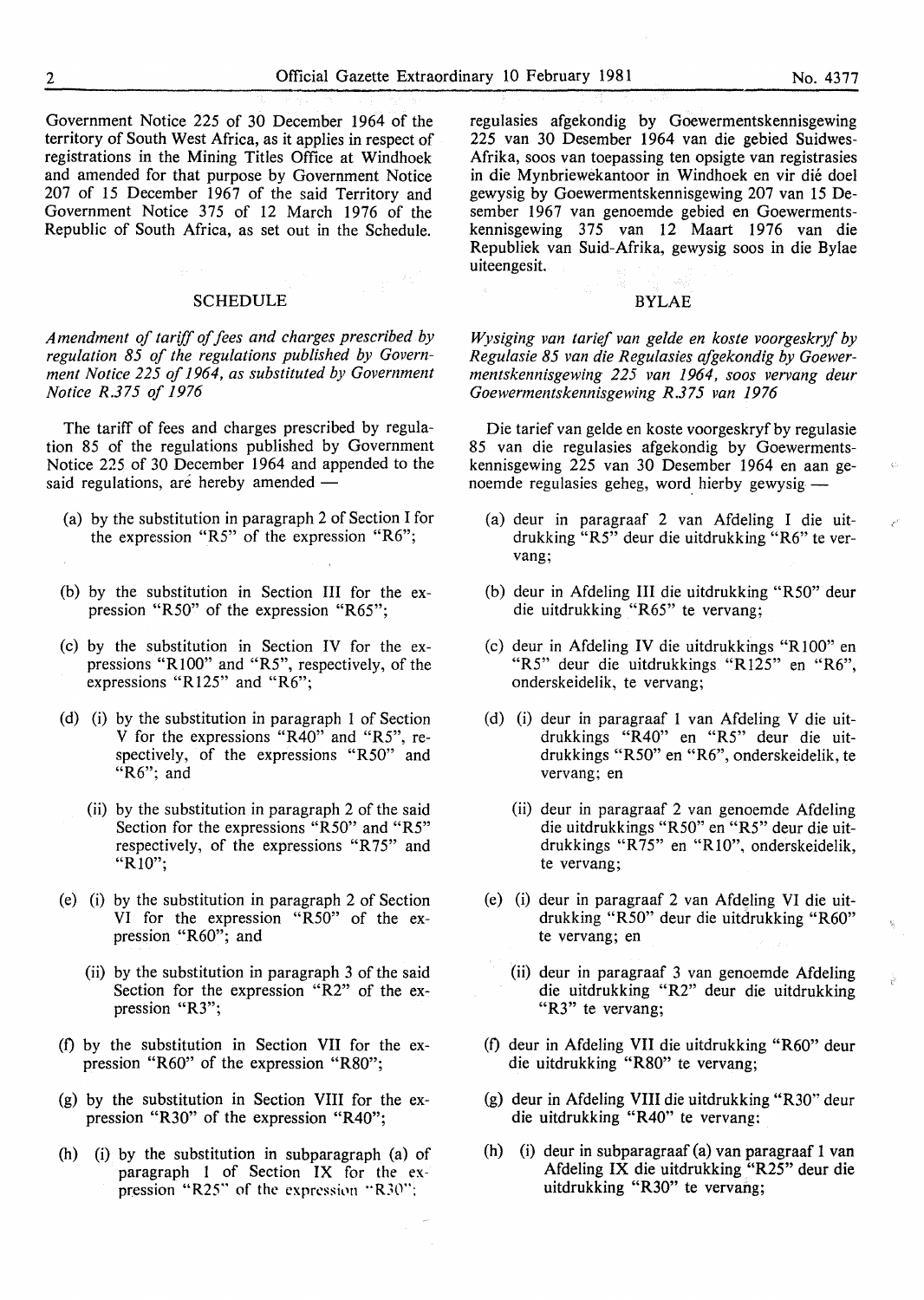Government Notice 225 of 30 December 1964 of the territory of South West Africa, as it applies in respect of registrations in the Mining Titles Office at Windhoek and amended for that purpose by Government Notice 207 of 15 December 1967 of the said Territory and Government Notice 375 of 12 March 1976 of the Republic of South Africa, as set out in the Schedule.

## SCHEDULE

*Amendment of tariff of fees and charges prescribed by regulation 85 of the regulations published by Government Notice 225 of 1964, as substituted by Government Notice R.375 of 1976*

The tariff of fees and charges prescribed by regulation 85 of the regulations published by Government Notice 225 of 30 December 1964 and appended to the said regulations, are hereby amended —

(a) by the substitution in paragraph 2 of Section I for the expression "R5" of the expression "R6";

(b) by the substitution in Section III for the expression "R50" of the expression "R65";

(c) by the substitution in Section IV for the expressions "R100" and "R5", respectively, of the expressions "R125" and "R6";

(d) (i) by the substitution in paragraph 1 of Section V for the expressions "R40" and "R5", respectively, of the expressions "R50" and "R6"; and

(ii) by the substitution in paragraph 2 of the said Section for the expressions "R50" and "R5" respectively, of the expressions "R75" and "R10";

(e) (i) by the substitution in paragraph 2 of Section VI for the expression "R50" of the expression "R60"; and

(ii) by the substitution in paragraph 3 of the said Section for the expression "R2" of the expression "R3";

(f) by the substitution in Section VII for the expression "R60" of the expression "R80";

(g) by the substitution in Section VIII for the expression "R30" of the expression "R40";

(h) (i) by the substitution in subparagraph (a) of paragraph 1 of Section IX for the expression "R25" of the expression "R30";

regulasies afgekondig by Goewermentskennisgewing 225 van 30 Desember 1964 van die gebied Suidwes-Afrika, soos van toepassing ten opsigte van registrasies in die Mynbriewekantoor in Windhoek en vir dié doel gewysig by Goewermentskennisgewing 207 van 15 Desember 1967 van genoemde gebied en Goewermentskennisgewing 375 van 12 Maart 1976 van die Republiek van Suid-Afrika, gewysig soos in die Bylae uiteengesit.

## BYLAE

*Wysiging van tarief van gelde en koste voorgeskryf by Regulasie 85 van die Regulasies afgekondig by Goewermentskennisgewing 225 van 1964, soos vervang deur Goewermentskennisgewing R.375 van 1976*

Die tarief van gelde en koste voorgeskryf by regulasie 85 van die regulasies afgekondig by Goewermentskennisgewing 225 van 30 Desember 1964 en aan genoemde regulasies geheg, word hierby gewysig —

(a) deur in paragraaf 2 van Afdeling I die uitdrukking "R5" deur die uitdrukking "R6" te vervang;

(b) deur in Afdeling III die uitdrukking "R50" deur die uitdrukking "R65" te vervang;

(c) deur in Afdeling IV die uitdrukkings "R100" en "R5" deur die uitdrukkings "R125" en "R6", onderskeidelik, te vervang;

(d) (i) deur in paragraaf 1 van Afdeling V die uitdrukkings "R40" en "R5" deur die uitdrukkings "R50" en "R6", onderskeidelik, te vervang; en

(ii) deur in paragraaf 2 van genoemde Afdeling die uitdrukkings "R50" en "R5" deur die uitdrukkings "R75" en "R10", onderskeidelik, te vervang;

(e) (i) deur in paragraaf 2 van Afdeling VI die uitdrukking "R50" deur die uitdrukking "R60" te vervang; en

(ii) deur in paragraaf 3 van genoemde Afdeling die uitdrukking "R2" deur die uitdrukking "R3" te vervang;

(f) deur in Afdeling VII die uitdrukking "R60" deur die uitdrukking "R80" te vervang;

(g) deur in Afdeling VIII die uitdrukking "R30" deur die uitdrukking "R40" te vervang;

(h) (i) deur in subparagraaf (a) van paragraaf 1 van Afdeling IX die uitdrukking "R25" deur die uitdrukking "R30" te vervang;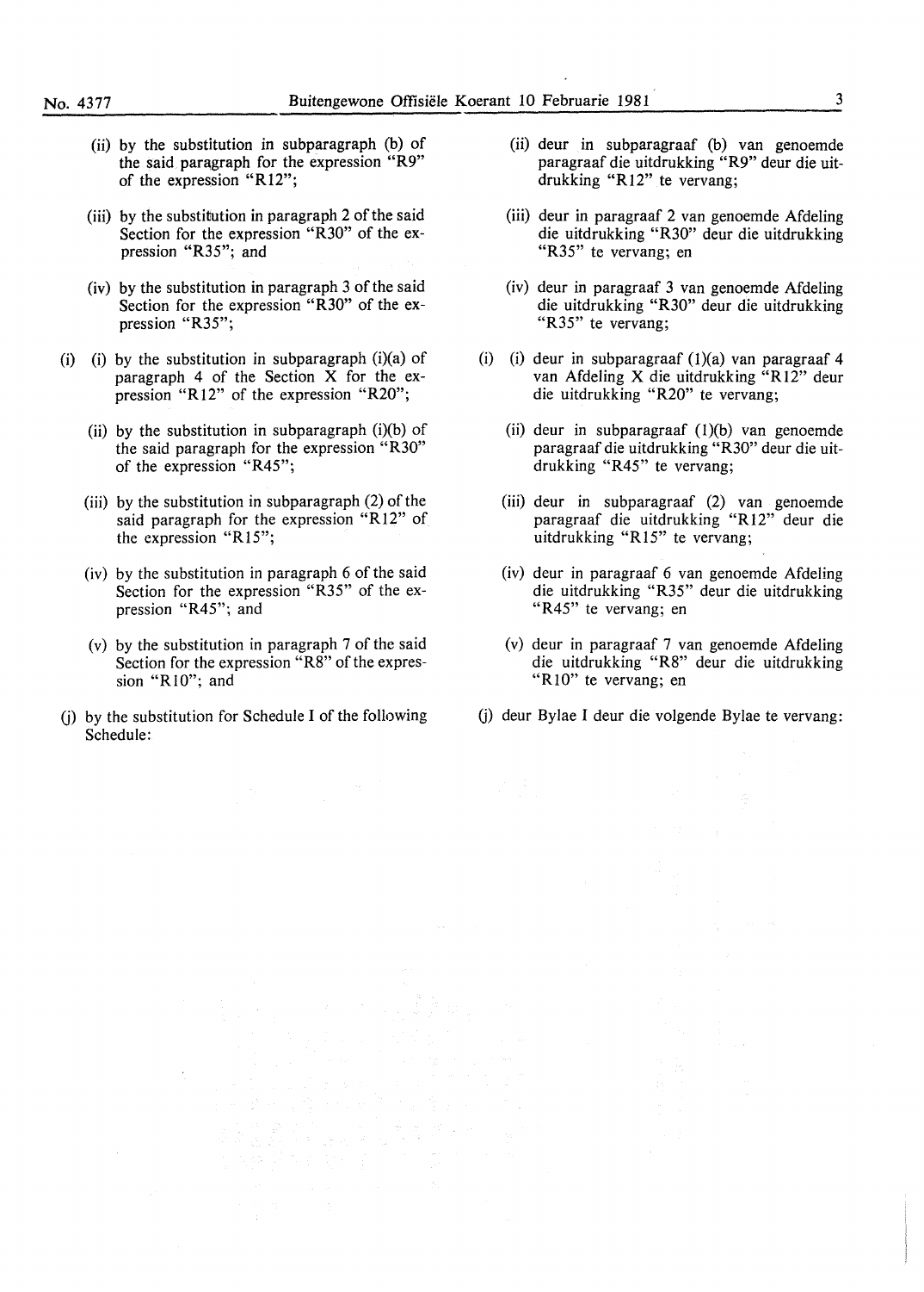(ii) by the substitution in subparagraph (b) of the said paragraph for the expression "R9" of the expression "R12";

(iii) by the substitution in paragraph 2 of the said Section for the expression "R30" of the expression "R35"; and

(iv) by the substitution in paragraph 3 of the said Section for the expression "R30" of the expression "R35";

(i) (i) by the substitution in subparagraph (i)(a) of paragraph 4 of the Section X for the expression "R12" of the expression "R20";

(ii) by the substitution in subparagraph (i)(b) of the said paragraph for the expression "R30" of the expression "R45";

(iii) by the substitution in subparagraph (2) of the said paragraph for the expression "R12" of the expression "R15";

(iv) by the substitution in paragraph 6 of the said Section for the expression "R35" of the expression "R45"; and

(v) by the substitution in paragraph 7 of the said Section for the expression "R8" of the expression "R10"; and

(j) by the substitution for Schedule I of the following Schedule:

(ii) deur in subparagraaf (b) van genoemde paragraaf die uitdrukking "R9" deur die uitdrukking "R12" te vervang;

(iii) deur in paragraaf 2 van genoemde Afdeling die uitdrukking "R30" deur die uitdrukking "R35" te vervang; en

(iv) deur in paragraaf 3 van genoemde Afdeling die uitdrukking "R30" deur die uitdrukking "R35" te vervang;

(i) (i) deur in subparagraaf (1)(a) van paragraaf 4 van Afdeling X die uitdrukking "R12" deur die uitdrukking "R20" te vervang;

(ii) deur in subparagraaf (1)(b) van genoemde paragraaf die uitdrukking "R30" deur die uitdrukking "R45" te vervang;

(iii) deur in subparagraaf (2) van genoemde paragraaf die uitdrukking "R12" deur die uitdrukking "R15" te vervang;

(iv) deur in paragraaf 6 van genoemde Afdeling die uitdrukking "R35" deur die uitdrukking "R45" te vervang; en

(v) deur in paragraaf 7 van genoemde Afdeling die uitdrukking "R8" deur die uitdrukking "R10" te vervang; en

(j) deur Bylae I deur die volgende Bylae te vervang: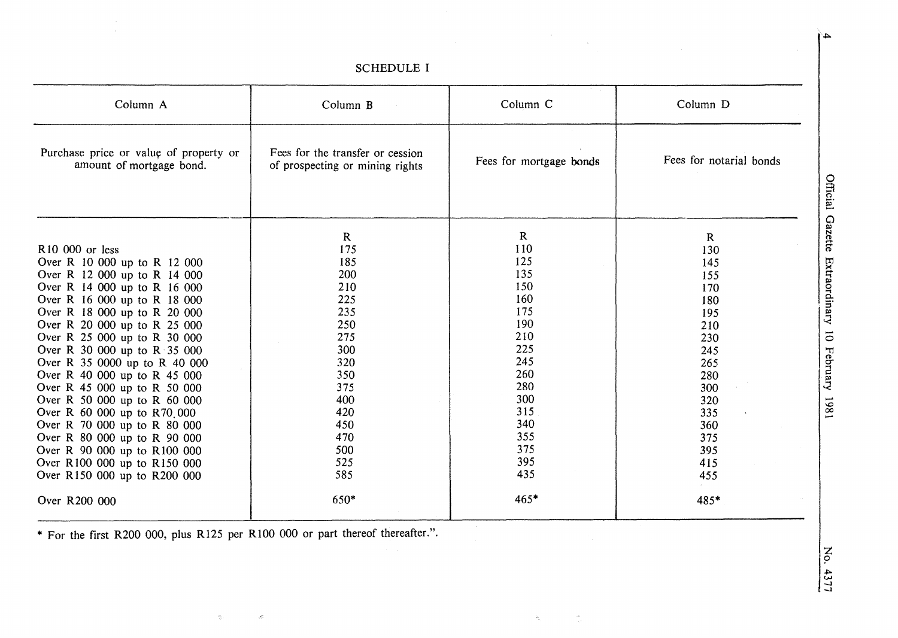## SCHEDULE I

| Column A | Column B | Column C | Column D |
|---|---|---|---|
| Purchase price or value of property or amount of mortgage bond. | Fees for the transfer or cession of prospecting or mining rights | Fees for mortgage bonds | Fees for notarial bonds |
| | R | R | R |
| R10 000 or less | 175 | 110 | 130 |
| Over R 10 000 up to R 12 000 | 185 | 125 | 145 |
| Over R 12 000 up to R 14 000 | 200 | 135 | 155 |
| Over R 14 000 up to R 16 000 | 210 | 150 | 170 |
| Over R 16 000 up to R 18 000 | 225 | 160 | 180 |
| Over R 18 000 up to R 20 000 | 235 | 175 | 195 |
| Over R 20 000 up to R 25 000 | 250 | 190 | 210 |
| Over R 25 000 up to R 30 000 | 275 | 210 | 230 |
| Over R 30 000 up to R 35 000 | 300 | 225 | 245 |
| Over R 35 0000 up to R 40 000 | 320 | 245 | 265 |
| Over R 40 000 up to R 45 000 | 350 | 260 | 280 |
| Over R 45 000 up to R 50 000 | 375 | 280 | 300 |
| Over R 50 000 up to R 60 000 | 400 | 300 | 320 |
| Over R 60 000 up to R70 000 | 420 | 315 | 335 |
| Over R 70 000 up to R 80 000 | 450 | 340 | 360 |
| Over R 80 000 up to R 90 000 | 470 | 355 | 375 |
| Over R 90 000 up to R100 000 | 500 | 375 | 395 |
| Over R100 000 up to R150 000 | 525 | 395 | 415 |
| Over R150 000 up to R200 000 | 585 | 435 | 455 |
| Over R200 000 | 650* | 465* | 485* |

* For the first R200 000, plus R125 per R100 000 or part thereof thereafter.".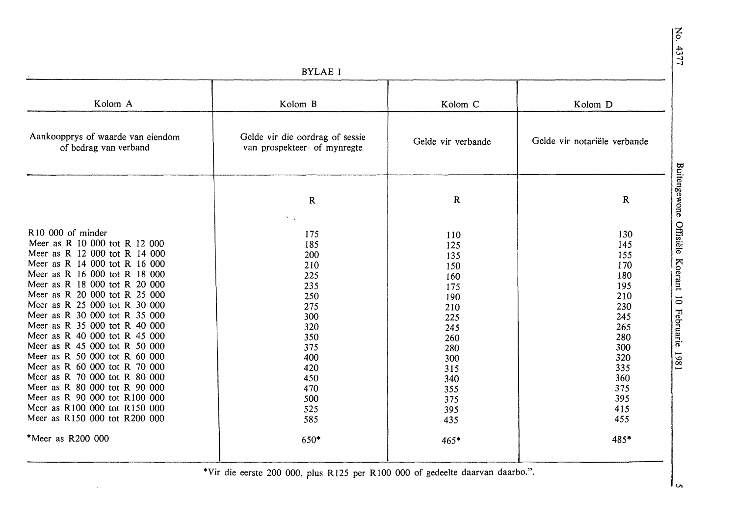BYLAE I

| Kolom A | Kolom B | Kolom C | Kolom D |
|---|---|---|---|
| Aankoopprys of waarde van eiendom of bedrag van verband | Gelde vir die oordrag of sessie van prospekteer- of mynregte | Gelde vir verbande | Gelde vir notariële verbande |
| | R | R | R |
| R10 000 of minder | 175 | 110 | 130 |
| Meer as R 10 000 tot R 12 000 | 185 | 125 | 145 |
| Meer as R 12 000 tot R 14 000 | 200 | 135 | 155 |
| Meer as R 14 000 tot R 16 000 | 210 | 150 | 170 |
| Meer as R 16 000 tot R 18 000 | 225 | 160 | 180 |
| Meer as R 18 000 tot R 20 000 | 235 | 175 | 195 |
| Meer as R 20 000 tot R 25 000 | 250 | 190 | 210 |
| Meer as R 25 000 tot R 30 000 | 275 | 210 | 230 |
| Meer as R 30 000 tot R 35 000 | 300 | 225 | 245 |
| Meer as R 35 000 tot R 40 000 | 320 | 245 | 265 |
| Meer as R 40 000 tot R 45 000 | 350 | 260 | 280 |
| Meer as R 45 000 tot R 50 000 | 375 | 280 | 300 |
| Meer as R 50 000 tot R 60 000 | 400 | 300 | 320 |
| Meer as R 60 000 tot R 70 000 | 420 | 315 | 335 |
| Meer as R 70 000 tot R 80 000 | 450 | 340 | 360 |
| Meer as R 80 000 tot R 90 000 | 470 | 355 | 375 |
| Meer as R 90 000 tot R100 000 | 500 | 375 | 395 |
| Meer as R100 000 tot R150 000 | 525 | 395 | 415 |
| Meer as R150 000 tot R200 000 | 585 | 435 | 455 |
| *Meer as R200 000 | 650* | 465* | 485* |

*Vir die eerste 200 000, plus R125 per R100 000 of gedeelte daarvan daarbo.".